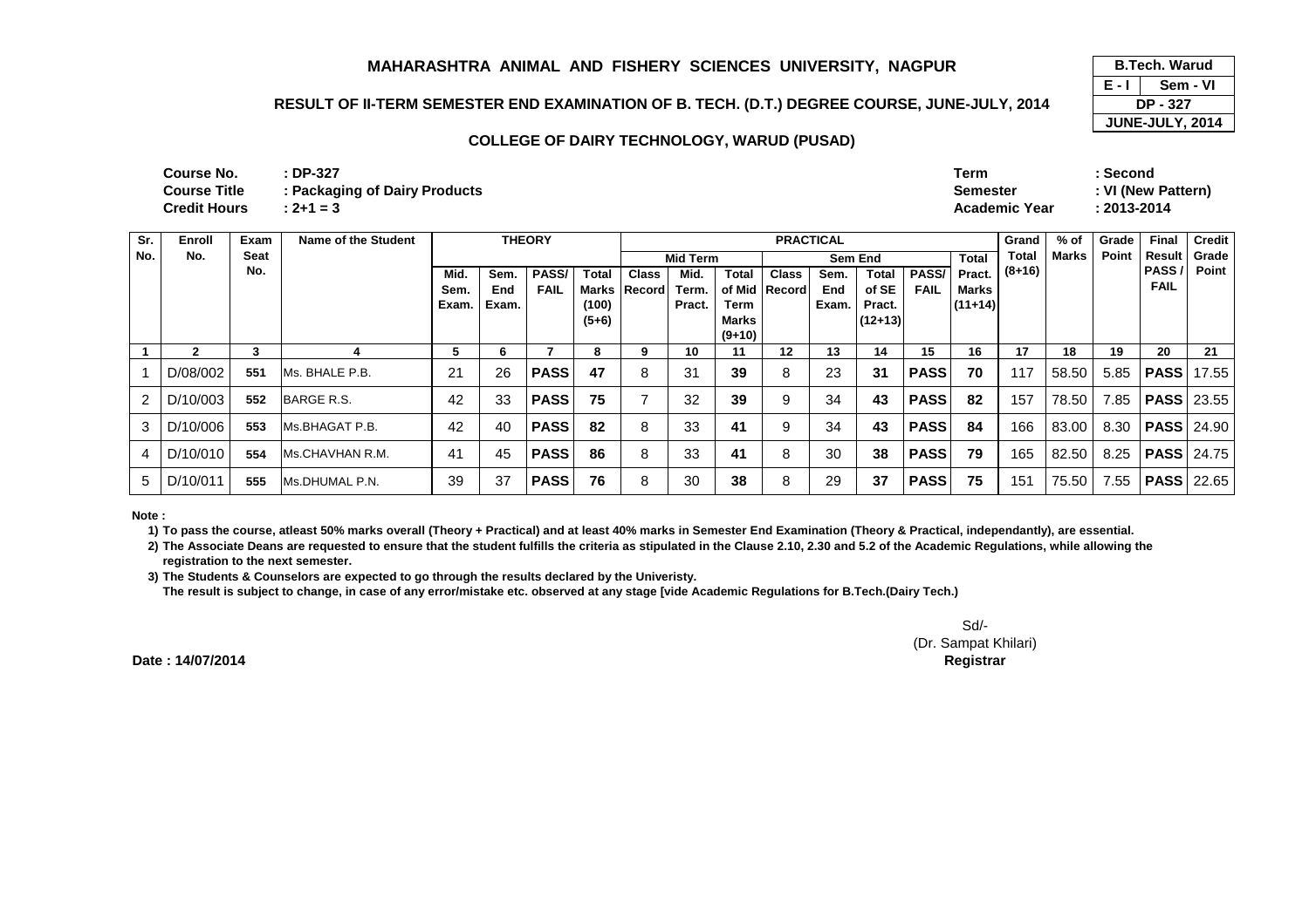# MAHARASHTRA ANIMAL AND FISHERY SCIENCES UNIVERSITY, NAGPUR

| B.Tech. Warud | |
|---|---|
| E - I | Sem - VI |
| DP - 327 | |
| JUNE-JULY, 2014 | |

## RESULT OF II-TERM SEMESTER END EXAMINATION OF B. TECH. (D.T.) DEGREE COURSE, JUNE-JULY, 2014

### COLLEGE OF DAIRY TECHNOLOGY, WARUD (PUSAD)

**Course No.** : DP-327
**Course Title** : Packaging of Dairy Products
**Credit Hours** : 2+1 = 3

**Term** : Second
**Semester** : VI (New Pattern)
**Academic Year** : 2013-2014

| Sr. No. | Enroll No. | Exam Seat No. | Name of the Student | THEORY | | | | PRACTICAL | | | | | | | | Grand Total (8+16) | % of Marks | Grade Point | Final Result PASS / FAIL | Credit Grade Point |
|---|---|---|---|---|---|---|---|---|---|---|---|---|---|---|---|---|---|---|---|---|
| | | | | | | | | Mid Term | | | Sem End | | | | Total | | | | | |
| | | | | Mid. Sem. Exam. | Sem. End Exam. | PASS/ FAIL | Total Marks (100) (5+6) | Class Record | Mid. Term. Pract. | Total of Mid Term Marks (9+10) | Class Record | Sem. End Exam. | Total of SE Pract. (12+13) | PASS/ FAIL | Pract. Marks (11+14) | | | | | |
| 1 | 2 | 3 | 4 | 5 | 6 | 7 | 8 | 9 | 10 | 11 | 12 | 13 | 14 | 15 | 16 | 17 | 18 | 19 | 20 | 21 |
| 1 | D/08/002 | 551 | Ms. BHALE P.B. | 21 | 26 | PASS | 47 | 8 | 31 | 39 | 8 | 23 | 31 | PASS | 70 | 117 | 58.50 | 5.85 | PASS | 17.55 |
| 2 | D/10/003 | 552 | BARGE R.S. | 42 | 33 | PASS | 75 | 7 | 32 | 39 | 9 | 34 | 43 | PASS | 82 | 157 | 78.50 | 7.85 | PASS | 23.55 |
| 3 | D/10/006 | 553 | Ms.BHAGAT P.B. | 42 | 40 | PASS | 82 | 8 | 33 | 41 | 9 | 34 | 43 | PASS | 84 | 166 | 83.00 | 8.30 | PASS | 24.90 |
| 4 | D/10/010 | 554 | Ms.CHAVHAN R.M. | 41 | 45 | PASS | 86 | 8 | 33 | 41 | 8 | 30 | 38 | PASS | 79 | 165 | 82.50 | 8.25 | PASS | 24.75 |
| 5 | D/10/011 | 555 | Ms.DHUMAL P.N. | 39 | 37 | PASS | 76 | 8 | 30 | 38 | 8 | 29 | 37 | PASS | 75 | 151 | 75.50 | 7.55 | PASS | 22.65 |

**Note :**

1) To pass the course, atleast 50% marks overall (Theory + Practical) and at least 40% marks in Semester End Examination (Theory & Practical, independantly), are essential.

2) The Associate Deans are requested to ensure that the student fulfills the criteria as stipulated in the Clause 2.10, 2.30 and 5.2 of the Academic Regulations, while allowing the registration to the next semester.

3) The Students & Counselors are expected to go through the results declared by the Univeristy.
The result is subject to change, in case of any error/mistake etc. observed at any stage [vide Academic Regulations for B.Tech.(Dairy Tech.)

Sd/-
(Dr. Sampat Khilari)
**Registrar**

**Date : 14/07/2014**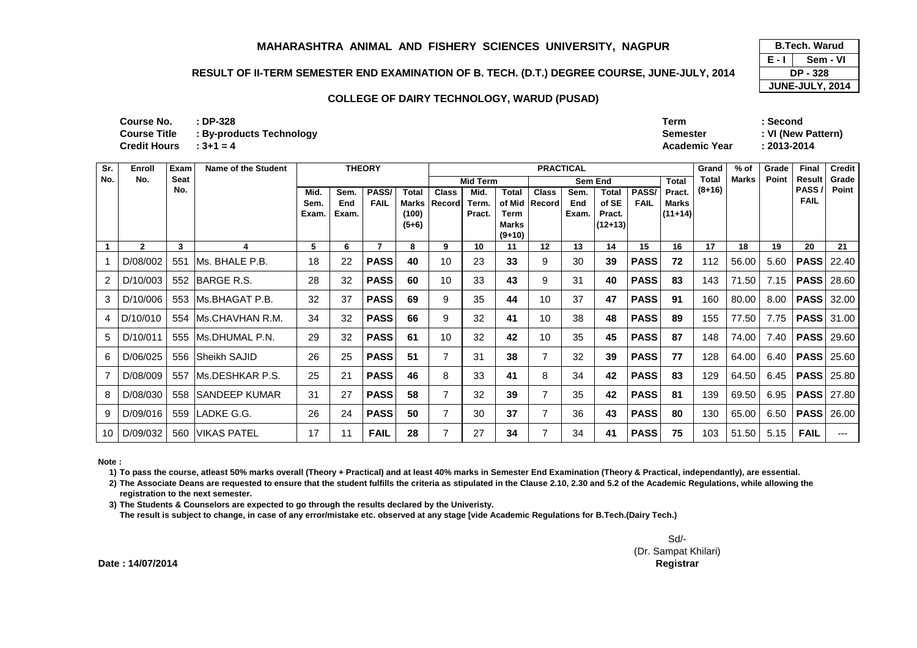# MAHARASHTRA ANIMAL AND FISHERY SCIENCES UNIVERSITY, NAGPUR

## RESULT OF II-TERM SEMESTER END EXAMINATION OF B. TECH. (D.T.) DEGREE COURSE, JUNE-JULY, 2014

### COLLEGE OF DAIRY TECHNOLOGY, WARUD (PUSAD)

| B.Tech. Warud | |
|---|---|
| E - I | Sem - VI |
| DP - 328 | |
| JUNE-JULY, 2014 | |

**Course No.** : DP-328
**Course Title** : By-products Technology
**Credit Hours** : 3+1 = 4

**Term** : Second
**Semester** : VI (New Pattern)
**Academic Year** : 2013-2014

| Sr. No. | Enroll No. | Exam Seat No. | Name of the Student | THEORY | | | | PRACTICAL | | | | | | | | Grand Total (8+16) | % of Marks | Grade Point | Final Result PASS / FAIL | Credit Grade Point |
|---|---|---|---|---|---|---|---|---|---|---|---|---|---|---|---|---|---|---|---|---|
| | | | | | | | | Mid Term | | | Sem End | | | | Total | | | | | |
| | | | | Mid. Sem. Exam. | Sem. End Exam. | PASS/ FAIL | Total Marks (100) (5+6) | Class Record | Mid. Term. Pract. | Total of Mid Term Marks (9+10) | Class Record | Sem. End Exam. | Total of SE Pract. (12+13) | PASS/ FAIL | Pract. Marks (11+14) | | | | | |
| 1 | 2 | 3 | 4 | 5 | 6 | 7 | 8 | 9 | 10 | 11 | 12 | 13 | 14 | 15 | 16 | 17 | 18 | 19 | 20 | 21 |
| 1 | D/08/002 | 551 | Ms. BHALE P.B. | 18 | 22 | **PASS** | **40** | 10 | 23 | **33** | 9 | 30 | **39** | **PASS** | **72** | 112 | 56.00 | 5.60 | **PASS** | 22.40 |
| 2 | D/10/003 | 552 | BARGE R.S. | 28 | 32 | **PASS** | **60** | 10 | 33 | **43** | 9 | 31 | **40** | **PASS** | **83** | 143 | 71.50 | 7.15 | **PASS** | 28.60 |
| 3 | D/10/006 | 553 | Ms.BHAGAT P.B. | 32 | 37 | **PASS** | **69** | 9 | 35 | **44** | 10 | 37 | **47** | **PASS** | **91** | 160 | 80.00 | 8.00 | **PASS** | 32.00 |
| 4 | D/10/010 | 554 | Ms.CHAVHAN R.M. | 34 | 32 | **PASS** | **66** | 9 | 32 | **41** | 10 | 38 | **48** | **PASS** | **89** | 155 | 77.50 | 7.75 | **PASS** | 31.00 |
| 5 | D/10/011 | 555 | Ms.DHUMAL P.N. | 29 | 32 | **PASS** | **61** | 10 | 32 | **42** | 10 | 35 | **45** | **PASS** | **87** | 148 | 74.00 | 7.40 | **PASS** | 29.60 |
| 6 | D/06/025 | 556 | Sheikh SAJID | 26 | 25 | **PASS** | **51** | 7 | 31 | **38** | 7 | 32 | **39** | **PASS** | **77** | 128 | 64.00 | 6.40 | **PASS** | 25.60 |
| 7 | D/08/009 | 557 | Ms.DESHKAR P.S. | 25 | 21 | **PASS** | **46** | 8 | 33 | **41** | 8 | 34 | **42** | **PASS** | **83** | 129 | 64.50 | 6.45 | **PASS** | 25.80 |
| 8 | D/08/030 | 558 | SANDEEP KUMAR | 31 | 27 | **PASS** | **58** | 7 | 32 | **39** | 7 | 35 | **42** | **PASS** | **81** | 139 | 69.50 | 6.95 | **PASS** | 27.80 |
| 9 | D/09/016 | 559 | LADKE G.G. | 26 | 24 | **PASS** | **50** | 7 | 30 | **37** | 7 | 36 | **43** | **PASS** | **80** | 130 | 65.00 | 6.50 | **PASS** | 26.00 |
| 10 | D/09/032 | 560 | VIKAS PATEL | 17 | 11 | **FAIL** | **28** | 7 | 27 | **34** | 7 | 34 | **41** | **PASS** | **75** | 103 | 51.50 | 5.15 | **FAIL** | --- |

**Note :**

1) To pass the course, atleast 50% marks overall (Theory + Practical) and at least 40% marks in Semester End Examination (Theory & Practical, independantly), are essential.

2) The Associate Deans are requested to ensure that the student fulfills the criteria as stipulated in the Clause 2.10, 2.30 and 5.2 of the Academic Regulations, while allowing the registration to the next semester.

3) The Students & Counselors are expected to go through the results declared by the Univeristy. The result is subject to change, in case of any error/mistake etc. observed at any stage [vide Academic Regulations for B.Tech.(Dairy Tech.)

**Date : 14/07/2014**

Sd/-
(Dr. Sampat Khilari)
**Registrar**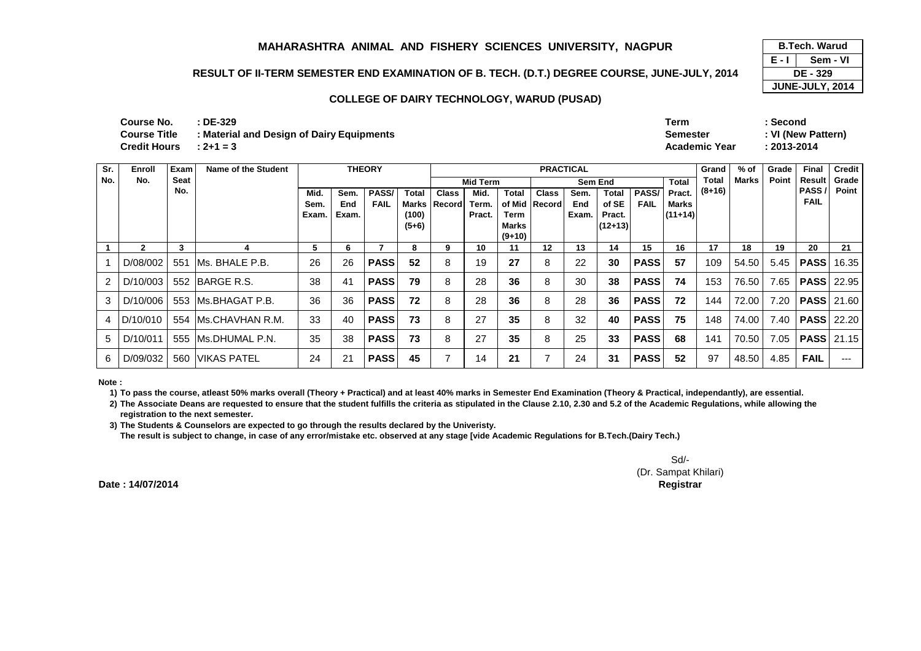# MAHARASHTRA ANIMAL AND FISHERY SCIENCES UNIVERSITY, NAGPUR

## RESULT OF II-TERM SEMESTER END EXAMINATION OF B. TECH. (D.T.) DEGREE COURSE, JUNE-JULY, 2014

### COLLEGE OF DAIRY TECHNOLOGY, WARUD (PUSAD)

| B.Tech. Warud | |
|---|---|
| E - I | Sem - VI |
| DE - 329 | |
| JUNE-JULY, 2014 | |

**Course No.** : DE-329
**Course Title** : Material and Design of Dairy Equipments
**Credit Hours** : 2+1 = 3

**Term** : Second
**Semester** : VI (New Pattern)
**Academic Year** : 2013-2014

| Sr. No. | Enroll No. | Exam Seat No. | Name of the Student | THEORY | | | | PRACTICAL | | | | | | | | Grand Total (8+16) | % of Marks | Grade Point | Final Result PASS / FAIL | Credit Grade Point |
|---|---|---|---|---|---|---|---|---|---|---|---|---|---|---|---|---|---|---|---|---|
| | | | | | | | | Mid Term | | | Sem End | | | | Total | | | | | |
| | | | | Mid. Sem. Exam. | Sem. End Exam. | PASS/ FAIL | Total Marks (100) (5+6) | Class Record | Mid. Term. Pract. | Total of Mid Term Marks (9+10) | Class Record | Sem. End Exam. | Total of SE Pract. (12+13) | PASS/ FAIL | Pract. Marks (11+14) | | | | | |
| 1 | 2 | 3 | 4 | 5 | 6 | 7 | 8 | 9 | 10 | 11 | 12 | 13 | 14 | 15 | 16 | 17 | 18 | 19 | 20 | 21 |
| 1 | D/08/002 | 551 | Ms. BHALE P.B. | 26 | 26 | **PASS** | **52** | 8 | 19 | **27** | 8 | 22 | **30** | **PASS** | **57** | 109 | 54.50 | 5.45 | **PASS** | 16.35 |
| 2 | D/10/003 | 552 | BARGE R.S. | 38 | 41 | **PASS** | **79** | 8 | 28 | **36** | 8 | 30 | **38** | **PASS** | **74** | 153 | 76.50 | 7.65 | **PASS** | 22.95 |
| 3 | D/10/006 | 553 | Ms.BHAGAT P.B. | 36 | 36 | **PASS** | **72** | 8 | 28 | **36** | 8 | 28 | **36** | **PASS** | **72** | 144 | 72.00 | 7.20 | **PASS** | 21.60 |
| 4 | D/10/010 | 554 | Ms.CHAVHAN R.M. | 33 | 40 | **PASS** | **73** | 8 | 27 | **35** | 8 | 32 | **40** | **PASS** | **75** | 148 | 74.00 | 7.40 | **PASS** | 22.20 |
| 5 | D/10/011 | 555 | Ms.DHUMAL P.N. | 35 | 38 | **PASS** | **73** | 8 | 27 | **35** | 8 | 25 | **33** | **PASS** | **68** | 141 | 70.50 | 7.05 | **PASS** | 21.15 |
| 6 | D/09/032 | 560 | VIKAS PATEL | 24 | 21 | **PASS** | **45** | 7 | 14 | **21** | 7 | 24 | **31** | **PASS** | **52** | 97 | 48.50 | 4.85 | **FAIL** | --- |

**Note :**

1) To pass the course, atleast 50% marks overall (Theory + Practical) and at least 40% marks in Semester End Examination (Theory & Practical, independantly), are essential.
2) The Associate Deans are requested to ensure that the student fulfills the criteria as stipulated in the Clause 2.10, 2.30 and 5.2 of the Academic Regulations, while allowing the registration to the next semester.
3) The Students & Counselors are expected to go through the results declared by the Univeristy.
The result is subject to change, in case of any error/mistake etc. observed at any stage [vide Academic Regulations for B.Tech.(Dairy Tech.)

**Date : 14/07/2014**

Sd/-
(Dr. Sampat Khilari)
**Registrar**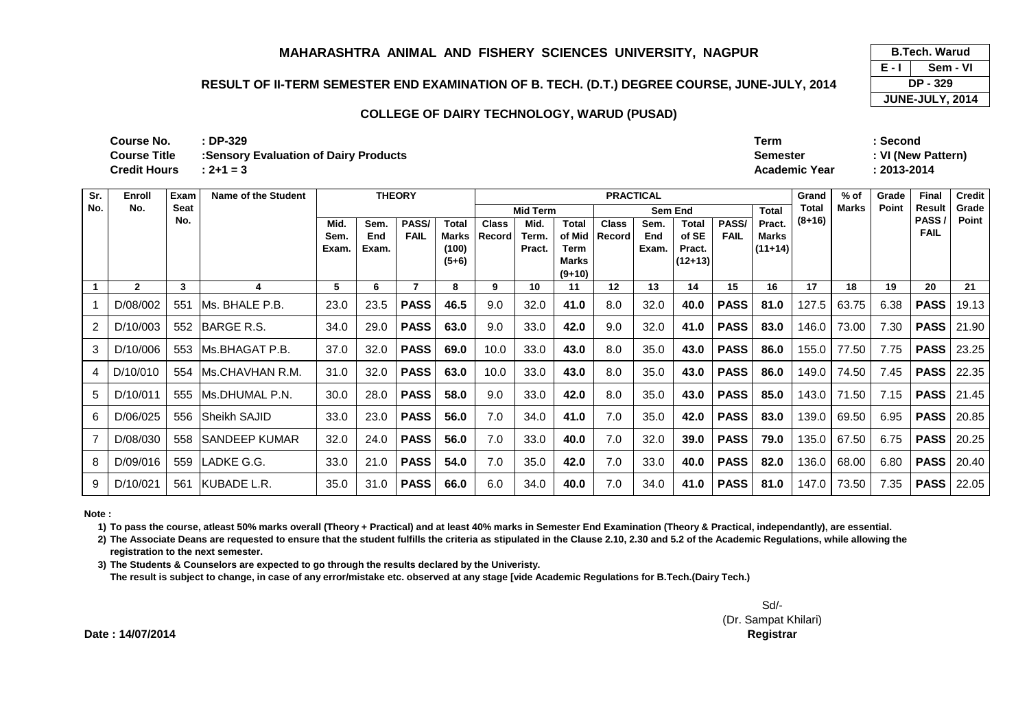# MAHARASHTRA ANIMAL AND FISHERY SCIENCES UNIVERSITY, NAGPUR

## RESULT OF II-TERM SEMESTER END EXAMINATION OF B. TECH. (D.T.) DEGREE COURSE, JUNE-JULY, 2014

### COLLEGE OF DAIRY TECHNOLOGY, WARUD (PUSAD)

| B.Tech. Warud | |
|---|---|
| E - I | Sem - VI |
| DP - 329 | |
| JUNE-JULY, 2014 | |

**Course No.** : DP-329
**Course Title** :Sensory Evaluation of Dairy Products
**Credit Hours** : 2+1 = 3

**Term** : Second
**Semester** : VI (New Pattern)
**Academic Year** : 2013-2014

| Sr. No. | Enroll No. | Exam Seat No. | Name of the Student | THEORY | | | | PRACTICAL | | | | | | | | Grand Total (8+16) | % of Marks | Grade Point | Final Result PASS / FAIL | Credit Grade Point |
|---|---|---|---|---|---|---|---|---|---|---|---|---|---|---|---|---|---|---|---|---|
| | | | | | | | | Mid Term | | | Sem End | | | | Total | | | | | |
| | | | | Mid. Sem. Exam. | Sem. End Exam. | PASS/ FAIL | Total Marks (100) (5+6) | Class Record | Mid. Term. Pract. | Total of Mid Term Marks (9+10) | Class Record | Sem. End Exam. | Total of SE Pract. (12+13) | PASS/ FAIL | Pract. Marks (11+14) | | | | | |
| 1 | 2 | 3 | 4 | 5 | 6 | 7 | 8 | 9 | 10 | 11 | 12 | 13 | 14 | 15 | 16 | 17 | 18 | 19 | 20 | 21 |
| 1 | D/08/002 | 551 | Ms. BHALE P.B. | 23.0 | 23.5 | **PASS** | **46.5** | 9.0 | 32.0 | **41.0** | 8.0 | 32.0 | **40.0** | **PASS** | **81.0** | 127.5 | 63.75 | 6.38 | **PASS** | 19.13 |
| 2 | D/10/003 | 552 | BARGE R.S. | 34.0 | 29.0 | **PASS** | **63.0** | 9.0 | 33.0 | **42.0** | 9.0 | 32.0 | **41.0** | **PASS** | **83.0** | 146.0 | 73.00 | 7.30 | **PASS** | 21.90 |
| 3 | D/10/006 | 553 | Ms.BHAGAT P.B. | 37.0 | 32.0 | **PASS** | **69.0** | 10.0 | 33.0 | **43.0** | 8.0 | 35.0 | **43.0** | **PASS** | **86.0** | 155.0 | 77.50 | 7.75 | **PASS** | 23.25 |
| 4 | D/10/010 | 554 | Ms.CHAVHAN R.M. | 31.0 | 32.0 | **PASS** | **63.0** | 10.0 | 33.0 | **43.0** | 8.0 | 35.0 | **43.0** | **PASS** | **86.0** | 149.0 | 74.50 | 7.45 | **PASS** | 22.35 |
| 5 | D/10/011 | 555 | Ms.DHUMAL P.N. | 30.0 | 28.0 | **PASS** | **58.0** | 9.0 | 33.0 | **42.0** | 8.0 | 35.0 | **43.0** | **PASS** | **85.0** | 143.0 | 71.50 | 7.15 | **PASS** | 21.45 |
| 6 | D/06/025 | 556 | Sheikh SAJID | 33.0 | 23.0 | **PASS** | **56.0** | 7.0 | 34.0 | **41.0** | 7.0 | 35.0 | **42.0** | **PASS** | **83.0** | 139.0 | 69.50 | 6.95 | **PASS** | 20.85 |
| 7 | D/08/030 | 558 | SANDEEP KUMAR | 32.0 | 24.0 | **PASS** | **56.0** | 7.0 | 33.0 | **40.0** | 7.0 | 32.0 | **39.0** | **PASS** | **79.0** | 135.0 | 67.50 | 6.75 | **PASS** | 20.25 |
| 8 | D/09/016 | 559 | LADKE G.G. | 33.0 | 21.0 | **PASS** | **54.0** | 7.0 | 35.0 | **42.0** | 7.0 | 33.0 | **40.0** | **PASS** | **82.0** | 136.0 | 68.00 | 6.80 | **PASS** | 20.40 |
| 9 | D/10/021 | 561 | KUBADE L.R. | 35.0 | 31.0 | **PASS** | **66.0** | 6.0 | 34.0 | **40.0** | 7.0 | 34.0 | **41.0** | **PASS** | **81.0** | 147.0 | 73.50 | 7.35 | **PASS** | 22.05 |

**Note :**

1) To pass the course, atleast 50% marks overall (Theory + Practical) and at least 40% marks in Semester End Examination (Theory & Practical, independantly), are essential.
2) The Associate Deans are requested to ensure that the student fulfills the criteria as stipulated in the Clause 2.10, 2.30 and 5.2 of the Academic Regulations, while allowing the registration to the next semester.
3) The Students & Counselors are expected to go through the results declared by the Univeristy.
The result is subject to change, in case of any error/mistake etc. observed at any stage [vide Academic Regulations for B.Tech.(Dairy Tech.)

Sd/-
(Dr. Sampat Khilari)
**Registrar**

**Date : 14/07/2014**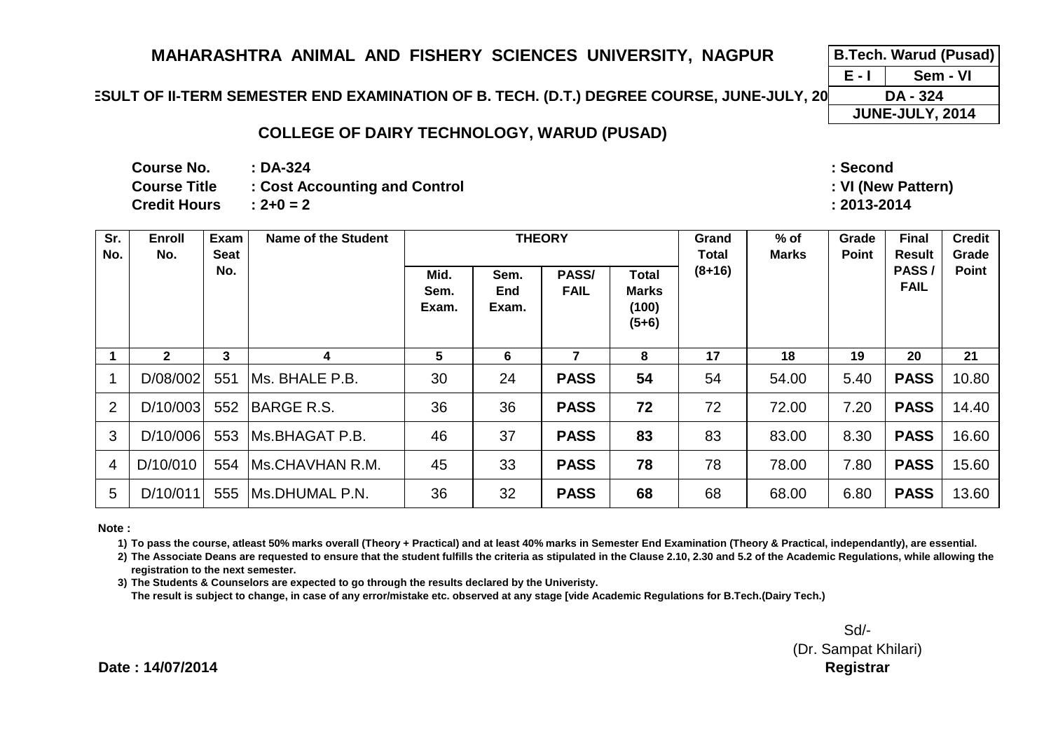# MAHARASHTRA ANIMAL AND FISHERY SCIENCES UNIVERSITY, NAGPUR

| B.Tech. Warud (Pusad) | |
|---|---|
| E - I | Sem - VI |
| DA - 324 | |
| JUNE-JULY, 2014 | |

**ESULT OF II-TERM SEMESTER END EXAMINATION OF B. TECH. (D.T.) DEGREE COURSE, JUNE-JULY, 20**

## COLLEGE OF DAIRY TECHNOLOGY, WARUD (PUSAD)

**Course No.** : DA-324
**Course Title** : Cost Accounting and Control
**Credit Hours** : 2+0 = 2

: Second
: VI (New Pattern)
: 2013-2014

| Sr. No. | Enroll No. | Exam Seat No. | Name of the Student | THEORY | | | | Grand Total (8+16) | % of Marks | Grade Point | Final Result PASS / FAIL | Credit Grade Point |
|---|---|---|---|---|---|---|---|---|---|---|---|---|
| | | | | Mid. Sem. Exam. | Sem. End Exam. | PASS/ FAIL | Total Marks (100) (5+6) | | | | | |
| 1 | 2 | 3 | 4 | 5 | 6 | 7 | 8 | 17 | 18 | 19 | 20 | 21 |
| 1 | D/08/002 | 551 | Ms. BHALE P.B. | 30 | 24 | **PASS** | **54** | 54 | 54.00 | 5.40 | **PASS** | 10.80 |
| 2 | D/10/003 | 552 | BARGE R.S. | 36 | 36 | **PASS** | **72** | 72 | 72.00 | 7.20 | **PASS** | 14.40 |
| 3 | D/10/006 | 553 | Ms.BHAGAT P.B. | 46 | 37 | **PASS** | **83** | 83 | 83.00 | 8.30 | **PASS** | 16.60 |
| 4 | D/10/010 | 554 | Ms.CHAVHAN R.M. | 45 | 33 | **PASS** | **78** | 78 | 78.00 | 7.80 | **PASS** | 15.60 |
| 5 | D/10/011 | 555 | Ms.DHUMAL P.N. | 36 | 32 | **PASS** | **68** | 68 | 68.00 | 6.80 | **PASS** | 13.60 |

**Note :**

1) To pass the course, atleast 50% marks overall (Theory + Practical) and at least 40% marks in Semester End Examination (Theory & Practical, independantly), are essential.
2) The Associate Deans are requested to ensure that the student fulfills the criteria as stipulated in the Clause 2.10, 2.30 and 5.2 of the Academic Regulations, while allowing the registration to the next semester.
3) The Students & Counselors are expected to go through the results declared by the Univeristy.
The result is subject to change, in case of any error/mistake etc. observed at any stage [vide Academic Regulations for B.Tech.(Dairy Tech.)

Sd/-
(Dr. Sampat Khilari)
**Registrar**

**Date : 14/07/2014**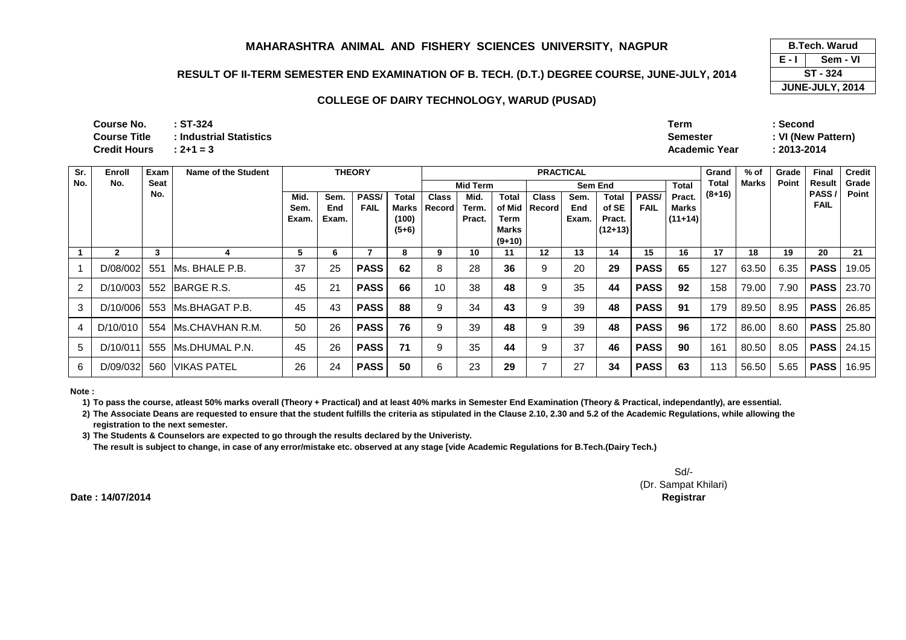# MAHARASHTRA ANIMAL AND FISHERY SCIENCES UNIVERSITY, NAGPUR

| B.Tech. Warud | |
|---|---|
| E - I | Sem - VI |
| ST - 324 | |
| JUNE-JULY, 2014 | |

## RESULT OF II-TERM SEMESTER END EXAMINATION OF B. TECH. (D.T.) DEGREE COURSE, JUNE-JULY, 2014

### COLLEGE OF DAIRY TECHNOLOGY, WARUD (PUSAD)

**Course No.** : ST-324
**Course Title** : Industrial Statistics
**Credit Hours** : 2+1 = 3

**Term** : Second
**Semester** : VI (New Pattern)
**Academic Year** : 2013-2014

| Sr. No. | Enroll No. | Exam Seat No. | Name of the Student | THEORY | | | | PRACTICAL | | | | | | | | Grand Total (8+16) | % of Marks | Grade Point | Final Result PASS / FAIL | Credit Grade Point |
|---|---|---|---|---|---|---|---|---|---|---|---|---|---|---|---|---|---|---|---|---|
| | | | | | | | | Mid Term | | | Sem End | | | | Total Pract. Marks (11+14) | | | | | |
| | | | | Mid. Sem. Exam. | Sem. End Exam. | PASS/ FAIL | Total Marks (100) (5+6) | Class Record | Mid. Term. Pract. | Total of Mid Term Marks (9+10) | Class Record | Sem. End Exam. | Total of SE Pract. (12+13) | PASS/ FAIL | | | | | | |
| 1 | 2 | 3 | 4 | 5 | 6 | 7 | 8 | 9 | 10 | 11 | 12 | 13 | 14 | 15 | 16 | 17 | 18 | 19 | 20 | 21 |
| 1 | D/08/002 | 551 | Ms. BHALE P.B. | 37 | 25 | **PASS** | **62** | 8 | 28 | **36** | 9 | 20 | **29** | **PASS** | **65** | 127 | 63.50 | 6.35 | **PASS** | 19.05 |
| 2 | D/10/003 | 552 | BARGE R.S. | 45 | 21 | **PASS** | **66** | 10 | 38 | **48** | 9 | 35 | **44** | **PASS** | **92** | 158 | 79.00 | 7.90 | **PASS** | 23.70 |
| 3 | D/10/006 | 553 | Ms.BHAGAT P.B. | 45 | 43 | **PASS** | **88** | 9 | 34 | **43** | 9 | 39 | **48** | **PASS** | **91** | 179 | 89.50 | 8.95 | **PASS** | 26.85 |
| 4 | D/10/010 | 554 | Ms.CHAVHAN R.M. | 50 | 26 | **PASS** | **76** | 9 | 39 | **48** | 9 | 39 | **48** | **PASS** | **96** | 172 | 86.00 | 8.60 | **PASS** | 25.80 |
| 5 | D/10/011 | 555 | Ms.DHUMAL P.N. | 45 | 26 | **PASS** | **71** | 9 | 35 | **44** | 9 | 37 | **46** | **PASS** | **90** | 161 | 80.50 | 8.05 | **PASS** | 24.15 |
| 6 | D/09/032 | 560 | VIKAS PATEL | 26 | 24 | **PASS** | **50** | 6 | 23 | **29** | 7 | 27 | **34** | **PASS** | **63** | 113 | 56.50 | 5.65 | **PASS** | 16.95 |

**Note :**

**1) To pass the course, atleast 50% marks overall (Theory + Practical) and at least 40% marks in Semester End Examination (Theory & Practical, independantly), are essential.**

**2) The Associate Deans are requested to ensure that the student fulfills the criteria as stipulated in the Clause 2.10, 2.30 and 5.2 of the Academic Regulations, while allowing the registration to the next semester.**

**3) The Students & Counselors are expected to go through the results declared by the Univeristy.**

**The result is subject to change, in case of any error/mistake etc. observed at any stage [vide Academic Regulations for B.Tech.(Dairy Tech.)**

Sd/-
(Dr. Sampat Khilari)
**Registrar**

**Date : 14/07/2014**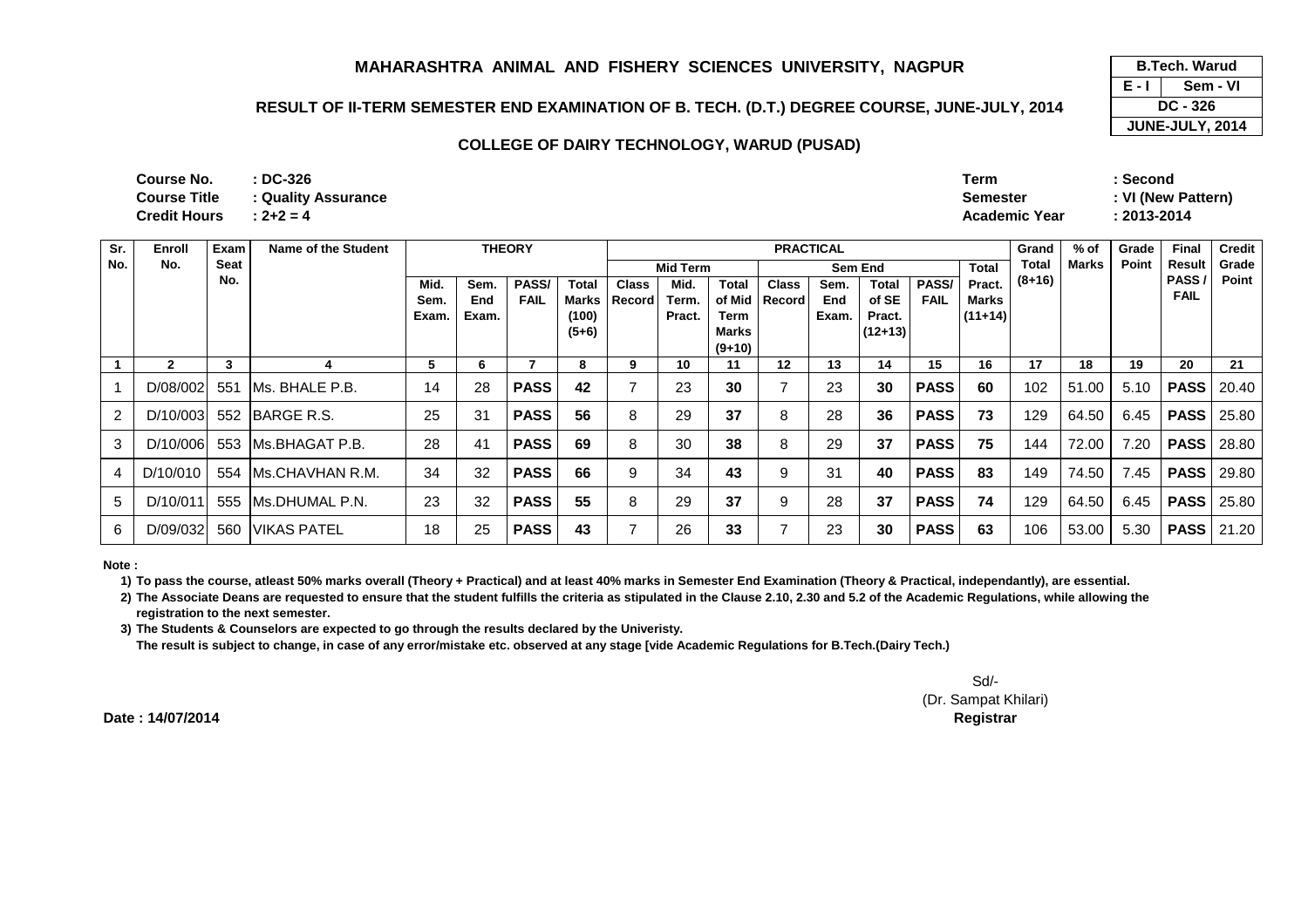# MAHARASHTRA ANIMAL AND FISHERY SCIENCES UNIVERSITY, NAGPUR

## RESULT OF II-TERM SEMESTER END EXAMINATION OF B. TECH. (D.T.) DEGREE COURSE, JUNE-JULY, 2014

### COLLEGE OF DAIRY TECHNOLOGY, WARUD (PUSAD)

| B.Tech. Warud | |
|---|---|
| E - I | Sem - VI |
| DC - 326 | |
| JUNE-JULY, 2014 | |

**Course No.** : DC-326
**Course Title** : Quality Assurance
**Credit Hours** : 2+2 = 4

**Term** : Second
**Semester** : VI (New Pattern)
**Academic Year** : 2013-2014

| Sr. No. | Enroll No. | Exam Seat No. | Name of the Student | THEORY | | | | PRACTICAL | | | | | | | | Grand Total (8+16) | % of Marks | Grade Point | Final Result PASS / FAIL | Credit Grade Point |
|---|---|---|---|---|---|---|---|---|---|---|---|---|---|---|---|---|---|---|---|---|
| | | | | | | | | Mid Term | | | Sem End | | | | Total | | | | | |
| | | | | Mid. Sem. Exam. | Sem. End Exam. | PASS/ FAIL | Total Marks (100) (5+6) | Class Record | Mid. Term. Pract. | Total of Mid Term Marks (9+10) | Class Record | Sem. End Exam. | Total of SE Pract. (12+13) | PASS/ FAIL | Pract. Marks (11+14) | | | | | |
| 1 | 2 | 3 | 4 | 5 | 6 | 7 | 8 | 9 | 10 | 11 | 12 | 13 | 14 | 15 | 16 | 17 | 18 | 19 | 20 | 21 |
| 1 | D/08/002 | 551 | Ms. BHALE P.B. | 14 | 28 | **PASS** | **42** | 7 | 23 | **30** | 7 | 23 | **30** | **PASS** | **60** | 102 | 51.00 | 5.10 | **PASS** | 20.40 |
| 2 | D/10/003 | 552 | BARGE R.S. | 25 | 31 | **PASS** | **56** | 8 | 29 | **37** | 8 | 28 | **36** | **PASS** | **73** | 129 | 64.50 | 6.45 | **PASS** | 25.80 |
| 3 | D/10/006 | 553 | Ms.BHAGAT P.B. | 28 | 41 | **PASS** | **69** | 8 | 30 | **38** | 8 | 29 | **37** | **PASS** | **75** | 144 | 72.00 | 7.20 | **PASS** | 28.80 |
| 4 | D/10/010 | 554 | Ms.CHAVHAN R.M. | 34 | 32 | **PASS** | **66** | 9 | 34 | **43** | 9 | 31 | **40** | **PASS** | **83** | 149 | 74.50 | 7.45 | **PASS** | 29.80 |
| 5 | D/10/011 | 555 | Ms.DHUMAL P.N. | 23 | 32 | **PASS** | **55** | 8 | 29 | **37** | 9 | 28 | **37** | **PASS** | **74** | 129 | 64.50 | 6.45 | **PASS** | 25.80 |
| 6 | D/09/032 | 560 | VIKAS PATEL | 18 | 25 | **PASS** | **43** | 7 | 26 | **33** | 7 | 23 | **30** | **PASS** | **63** | 106 | 53.00 | 5.30 | **PASS** | 21.20 |

**Note :**

1) To pass the course, atleast 50% marks overall (Theory + Practical) and at least 40% marks in Semester End Examination (Theory & Practical, independantly), are essential.
2) The Associate Deans are requested to ensure that the student fulfills the criteria as stipulated in the Clause 2.10, 2.30 and 5.2 of the Academic Regulations, while allowing the registration to the next semester.
3) The Students & Counselors are expected to go through the results declared by the Univeristy.
The result is subject to change, in case of any error/mistake etc. observed at any stage [vide Academic Regulations for B.Tech.(Dairy Tech.)

Sd/-
(Dr. Sampat Khilari)
**Registrar**

**Date : 14/07/2014**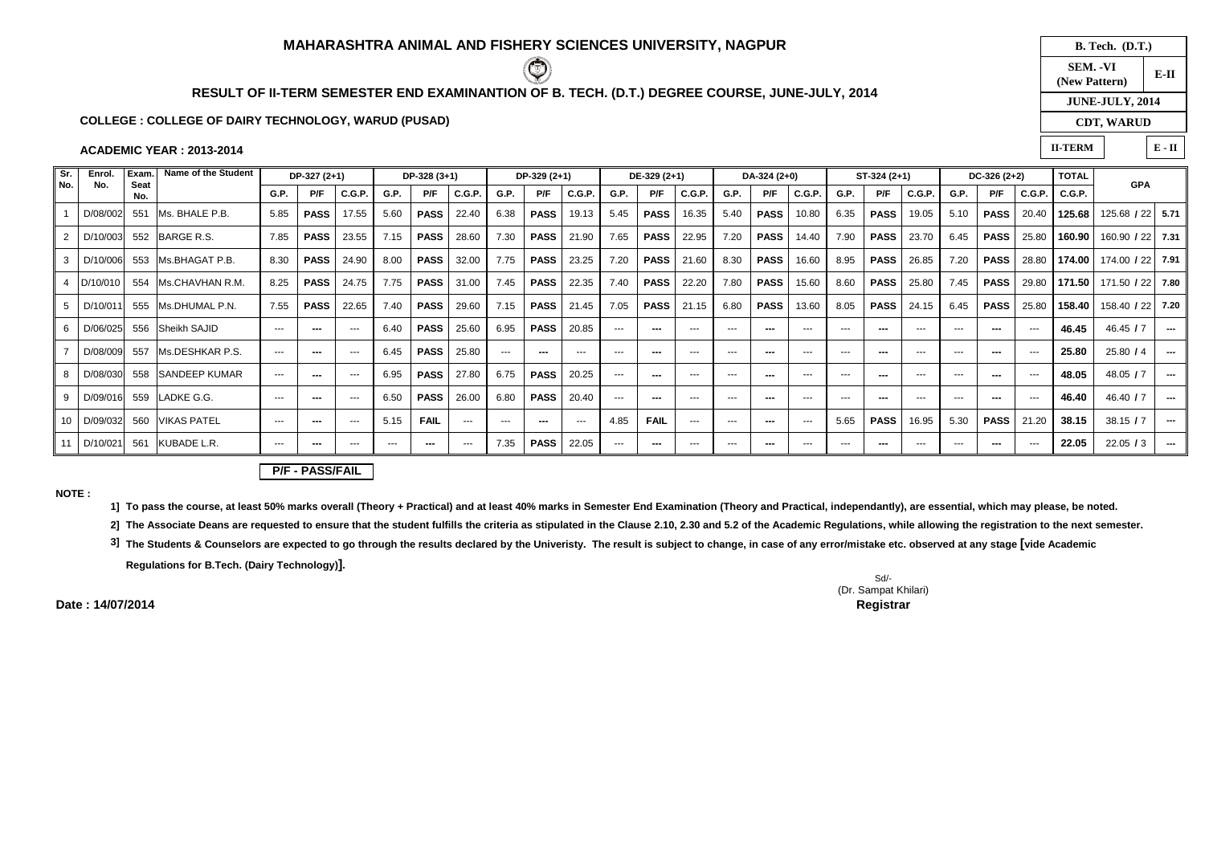# MAHARASHTRA ANIMAL AND FISHERY SCIENCES UNIVERSITY, NAGPUR

## RESULT OF II-TERM SEMESTER END EXAMINANTION OF B. TECH. (D.T.) DEGREE COURSE, JUNE-JULY, 2014

| B. Tech. (D.T.) | |
|---|---|
| SEM. -VI (New Pattern) | E-II |
| JUNE-JULY, 2014 | |
| CDT, WARUD | |
| II-TERM | E - II |

**COLLEGE : COLLEGE OF DAIRY TECHNOLOGY, WARUD (PUSAD)**

**ACADEMIC YEAR : 2013-2014**

| Sr. No. | Enrol. No. | Exam. Seat No. | Name of the Student | DP-327 (2+1) | | | DP-328 (3+1) | | | DP-329 (2+1) | | | DE-329 (2+1) | | | DA-324 (2+0) | | | ST-324 (2+1) | | | DC-326 (2+2) | | | TOTAL | GPA | |
|---|---|---|---|---|---|---|---|---|---|---|---|---|---|---|---|---|---|---|---|---|---|---|---|---|---|---|---|
| | | | | G.P. | P/F | C.G.P. | G.P. | P/F | C.G.P. | G.P. | P/F | C.G.P. | G.P. | P/F | C.G.P. | G.P. | P/F | C.G.P. | G.P. | P/F | C.G.P. | G.P. | P/F | C.G.P. | C.G.P. | | |
| 1 | D/08/002 | 551 | Ms. BHALE P.B. | 5.85 | PASS | 17.55 | 5.60 | PASS | 22.40 | 6.38 | PASS | 19.13 | 5.45 | PASS | 16.35 | 5.40 | PASS | 10.80 | 6.35 | PASS | 19.05 | 5.10 | PASS | 20.40 | 125.68 | 125.68 / 22 | 5.71 |
| 2 | D/10/003 | 552 | BARGE R.S. | 7.85 | PASS | 23.55 | 7.15 | PASS | 28.60 | 7.30 | PASS | 21.90 | 7.65 | PASS | 22.95 | 7.20 | PASS | 14.40 | 7.90 | PASS | 23.70 | 6.45 | PASS | 25.80 | 160.90 | 160.90 / 22 | 7.31 |
| 3 | D/10/006 | 553 | Ms.BHAGAT P.B. | 8.30 | PASS | 24.90 | 8.00 | PASS | 32.00 | 7.75 | PASS | 23.25 | 7.20 | PASS | 21.60 | 8.30 | PASS | 16.60 | 8.95 | PASS | 26.85 | 7.20 | PASS | 28.80 | 174.00 | 174.00 / 22 | 7.91 |
| 4 | D/10/010 | 554 | Ms.CHAVHAN R.M. | 8.25 | PASS | 24.75 | 7.75 | PASS | 31.00 | 7.45 | PASS | 22.35 | 7.40 | PASS | 22.20 | 7.80 | PASS | 15.60 | 8.60 | PASS | 25.80 | 7.45 | PASS | 29.80 | 171.50 | 171.50 / 22 | 7.80 |
| 5 | D/10/011 | 555 | Ms.DHUMAL P.N. | 7.55 | PASS | 22.65 | 7.40 | PASS | 29.60 | 7.15 | PASS | 21.45 | 7.05 | PASS | 21.15 | 6.80 | PASS | 13.60 | 8.05 | PASS | 24.15 | 6.45 | PASS | 25.80 | 158.40 | 158.40 / 22 | 7.20 |
| 6 | D/06/025 | 556 | Sheikh SAJID | --- | --- | --- | 6.40 | PASS | 25.60 | 6.95 | PASS | 20.85 | --- | --- | --- | --- | --- | --- | --- | --- | --- | --- | --- | --- | 46.45 | 46.45 / 7 | --- |
| 7 | D/08/009 | 557 | Ms.DESHKAR P.S. | --- | --- | --- | 6.45 | PASS | 25.80 | --- | --- | --- | --- | --- | --- | --- | --- | --- | --- | --- | --- | --- | --- | --- | 25.80 | 25.80 / 4 | --- |
| 8 | D/08/030 | 558 | SANDEEP KUMAR | --- | --- | --- | 6.95 | PASS | 27.80 | 6.75 | PASS | 20.25 | --- | --- | --- | --- | --- | --- | --- | --- | --- | --- | --- | --- | 48.05 | 48.05 / 7 | --- |
| 9 | D/09/016 | 559 | LADKE G.G. | --- | --- | --- | 6.50 | PASS | 26.00 | 6.80 | PASS | 20.40 | --- | --- | --- | --- | --- | --- | --- | --- | --- | --- | --- | --- | 46.40 | 46.40 / 7 | --- |
| 10 | D/09/032 | 560 | VIKAS PATEL | --- | --- | --- | 5.15 | FAIL | --- | --- | --- | --- | 4.85 | FAIL | --- | --- | --- | --- | 5.65 | PASS | 16.95 | 5.30 | PASS | 21.20 | 38.15 | 38.15 / 7 | --- |
| 11 | D/10/021 | 561 | KUBADE L.R. | --- | --- | --- | --- | --- | --- | 7.35 | PASS | 22.05 | --- | --- | --- | --- | --- | --- | --- | --- | --- | --- | --- | --- | 22.05 | 22.05 / 3 | --- |

**P/F - PASS/FAIL**

**NOTE :**

1] **To pass the course, at least 50% marks overall (Theory + Practical) and at least 40% marks in Semester End Examination (Theory and Practical, independantly), are essential, which may please, be noted.**

2] **The Associate Deans are requested to ensure that the student fulfills the criteria as stipulated in the Clause 2.10, 2.30 and 5.2 of the Academic Regulations, while allowing the registration to the next semester.**

3] **The Students & Counselors are expected to go through the results declared by the Univeristy. The result is subject to change, in case of any error/mistake etc. observed at any stage [vide Academic Regulations for B.Tech. (Dairy Technology)].**

**Date : 14/07/2014**

Sd/-
(Dr. Sampat Khilari)
**Registrar**